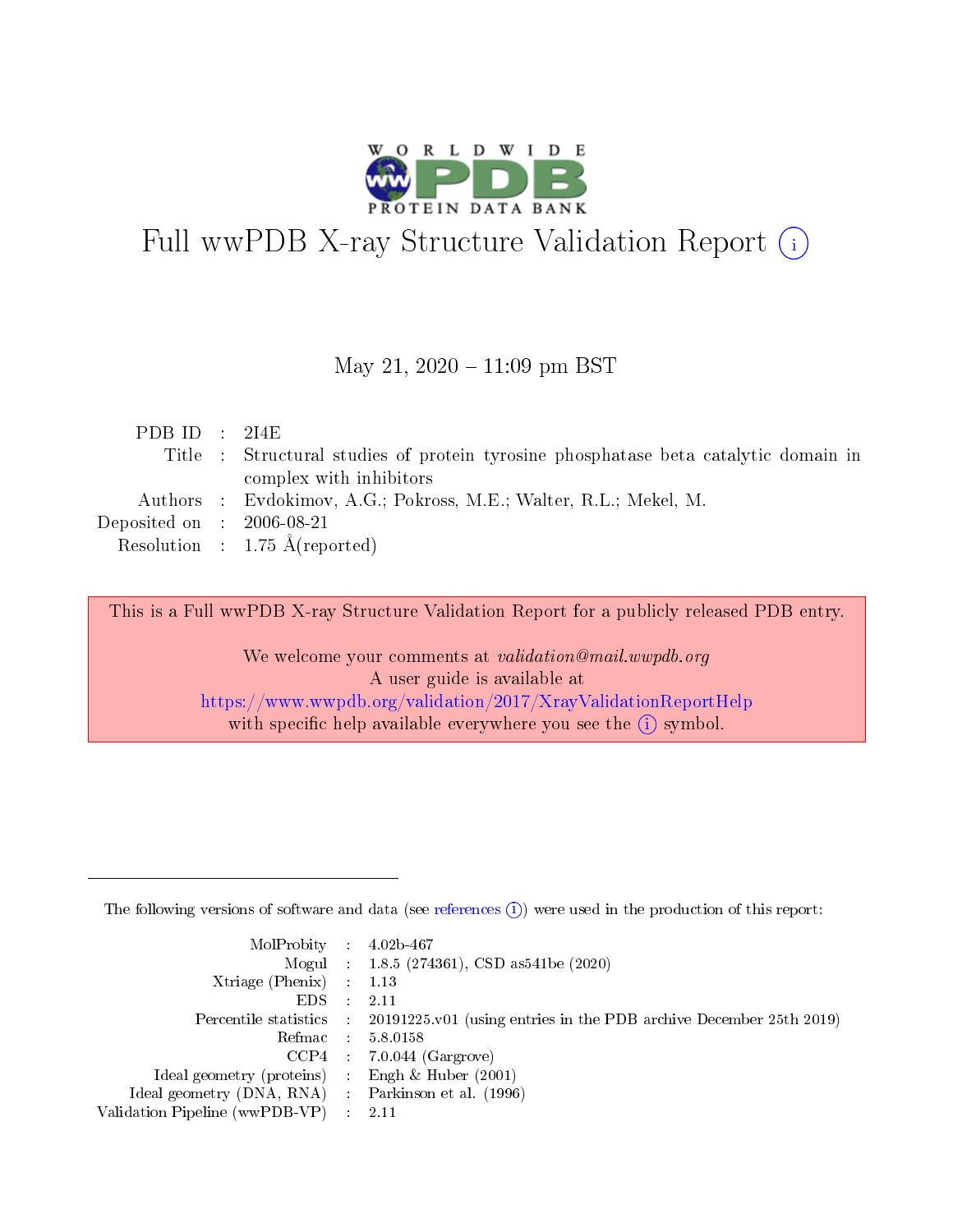# Full wwPDB X-ray Structure Validation Report (i)

May 21, 2020 – 11:09 pm BST

| | | |
|---|---|---|
| PDB ID | : | 2I4E |
| Title | : | Structural studies of protein tyrosine phosphatase beta catalytic domain in complex with inhibitors |
| Authors | : | Evdokimov, A.G.; Pokross, M.E.; Walter, R.L.; Mekel, M. |
| Deposited on | : | 2006-08-21 |
| Resolution | : | 1.75 Å(reported) |

This is a Full wwPDB X-ray Structure Validation Report for a publicly released PDB entry.

We welcome your comments at *validation@mail.wwpdb.org*
A user guide is available at
https://www.wwpdb.org/validation/2017/XrayValidationReportHelp
with specific help available everywhere you see the (i) symbol.

---

The following versions of software and data (see references (i)) were used in the production of this report:

| | | |
|---|---|---|
| MolProbity | : | 4.02b-467 |
| Mogul | : | 1.8.5 (274361), CSD as541be (2020) |
| Xtriage (Phenix) | : | 1.13 |
| EDS | : | 2.11 |
| Percentile statistics | : | 20191225.v01 (using entries in the PDB archive December 25th 2019) |
| Refmac | : | 5.8.0158 |
| CCP4 | : | 7.0.044 (Gargrove) |
| Ideal geometry (proteins) | : | Engh & Huber (2001) |
| Ideal geometry (DNA, RNA) | : | Parkinson et al. (1996) |
| Validation Pipeline (wwPDB-VP) | : | 2.11 |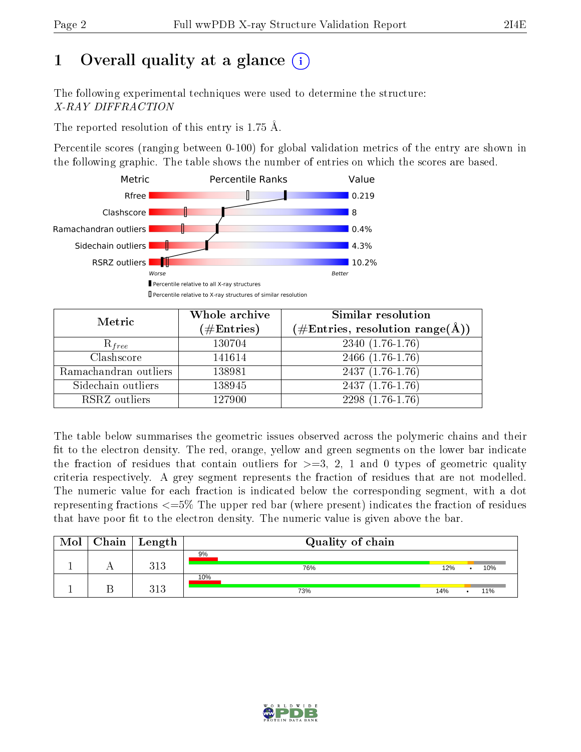# 1 Overall quality at a glance

The following experimental techniques were used to determine the structure:
*X-RAY DIFFRACTION*

The reported resolution of this entry is 1.75 Å.

Percentile scores (ranging between 0-100) for global validation metrics of the entry are shown in the following graphic. The table shows the number of entries on which the scores are based.

| Metric | Value |
|---|---|
| Rfree | 0.219 |
| Clashscore | 8 |
| Ramachandran outliers | 0.4% |
| Sidechain outliers | 4.3% |
| RSRZ outliers | 10.2% |

Worse — Better

▮ Percentile relative to all X-ray structures
▯ Percentile relative to X-ray structures of similar resolution

| Metric | Whole archive (#Entries) | Similar resolution (#Entries, resolution range(Å)) |
|---|---|---|
| $R_{free}$ | 130704 | 2340 (1.76-1.76) |
| Clashscore | 141614 | 2466 (1.76-1.76) |
| Ramachandran outliers | 138981 | 2437 (1.76-1.76) |
| Sidechain outliers | 138945 | 2437 (1.76-1.76) |
| RSRZ outliers | 127900 | 2298 (1.76-1.76) |

The table below summarises the geometric issues observed across the polymeric chains and their fit to the electron density. The red, orange, yellow and green segments on the lower bar indicate the fraction of residues that contain outliers for >=3, 2, 1 and 0 types of geometric quality criteria respectively. A grey segment represents the fraction of residues that are not modelled. The numeric value for each fraction is indicated below the corresponding segment, with a dot representing fractions <=5% The upper red bar (where present) indicates the fraction of residues that have poor fit to the electron density. The numeric value is given above the bar.

| Mol | Chain | Length | Quality of chain |
|---|---|---|---|
| 1 | A | 313 | 9% (poor fit); 76%, 12%, •, 10% |
| 1 | B | 313 | 10% (poor fit); 73%, 14%, •, 11% |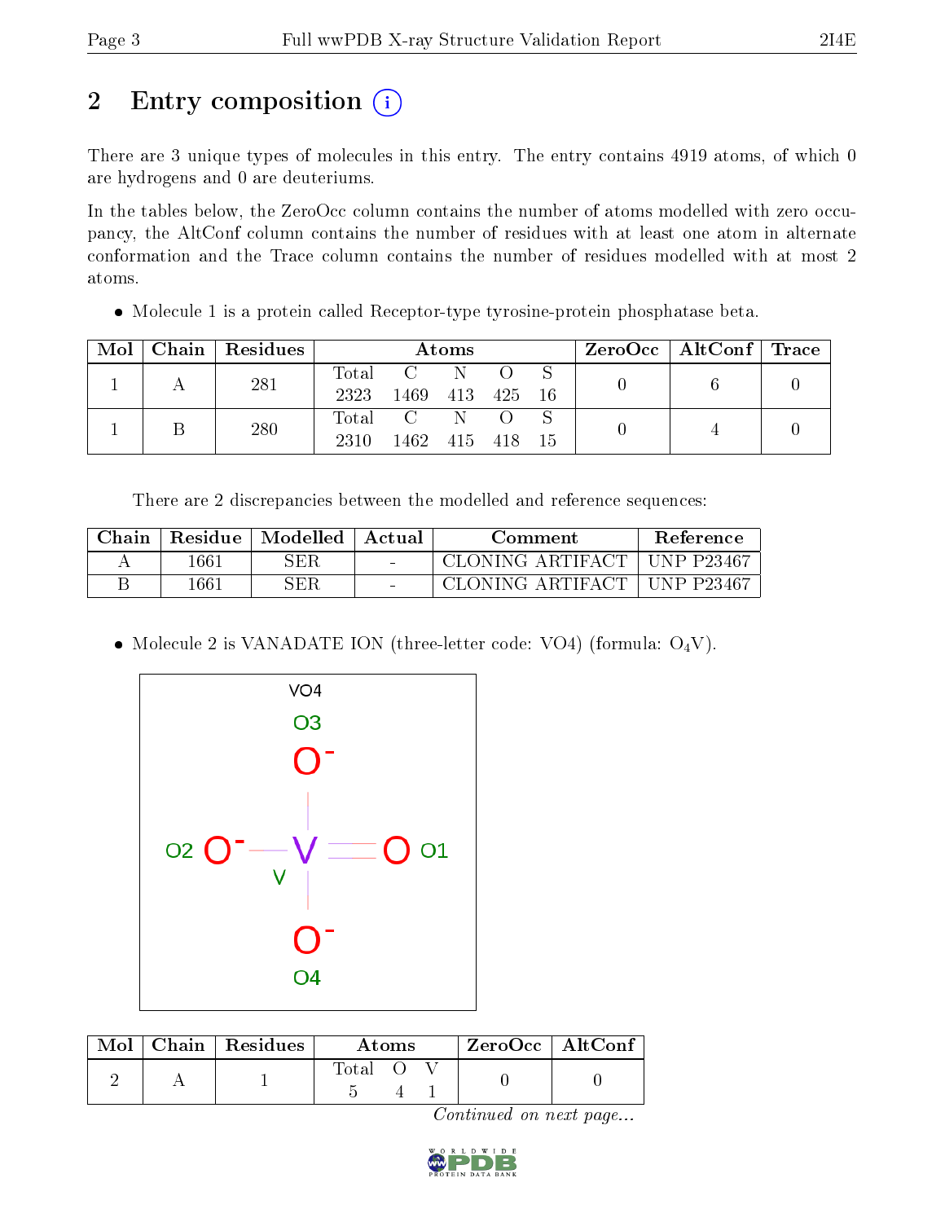# 2 Entry composition

There are 3 unique types of molecules in this entry. The entry contains 4919 atoms, of which 0 are hydrogens and 0 are deuteriums.

In the tables below, the ZeroOcc column contains the number of atoms modelled with zero occupancy, the AltConf column contains the number of residues with at least one atom in alternate conformation and the Trace column contains the number of residues modelled with at most 2 atoms.

- Molecule 1 is a protein called Receptor-type tyrosine-protein phosphatase beta.

| Mol | Chain | Residues | Atoms | | | | | ZeroOcc | AltConf | Trace |
|---|---|---|---|---|---|---|---|---|---|---|
| 1 | A | 281 | Total 2323 | C 1469 | N 413 | O 425 | S 16 | 0 | 6 | 0 |
| 1 | B | 280 | Total 2310 | C 1462 | N 415 | O 418 | S 15 | 0 | 4 | 0 |

There are 2 discrepancies between the modelled and reference sequences:

| Chain | Residue | Modelled | Actual | Comment | Reference |
|---|---|---|---|---|---|
| A | 1661 | SER | - | CLONING ARTIFACT | UNP P23467 |
| B | 1661 | SER | - | CLONING ARTIFACT | UNP P23467 |

- Molecule 2 is VANADATE ION (three-letter code: VO4) (formula: $O_4V$).

| Mol | Chain | Residues | Atoms | | | ZeroOcc | AltConf |
|---|---|---|---|---|---|---|---|
| 2 | A | 1 | Total 5 | O 4 | V 1 | 0 | 0 |

*Continued on next page...*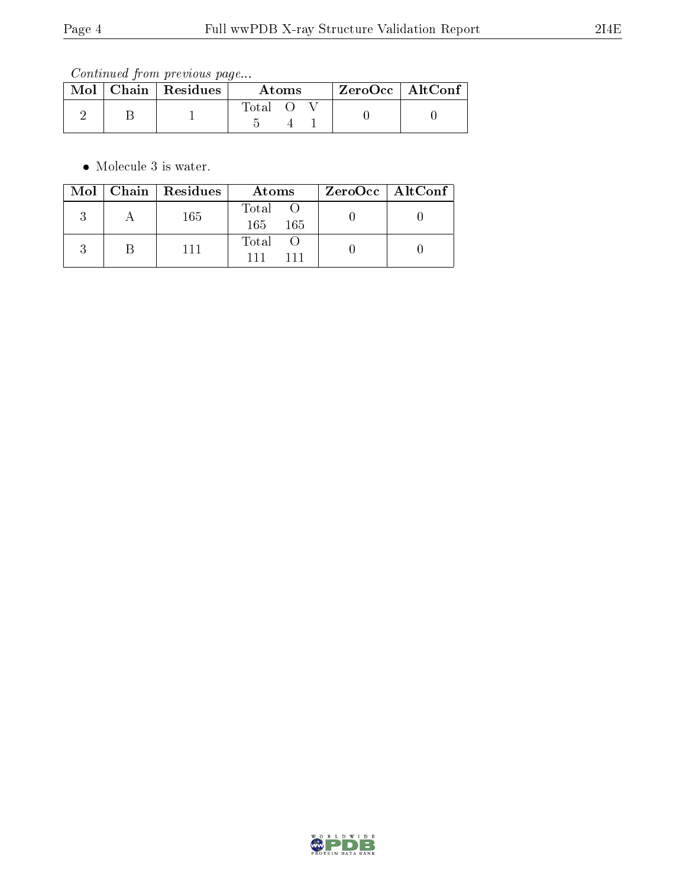*Continued from previous page...*

| Mol | Chain | Residues | Atoms | | | ZeroOcc | AltConf |
|---|---|---|---|---|---|---|---|
| | | | Total | O | V | | |
| 2 | B | 1 | 5 | 4 | 1 | 0 | 0 |

- Molecule 3 is water.

| Mol | Chain | Residues | Atoms | | ZeroOcc | AltConf |
|---|---|---|---|---|---|---|
| | | | Total | O | | |
| 3 | A | 165 | 165 | 165 | 0 | 0 |
| 3 | B | 111 | 111 | 111 | 0 | 0 |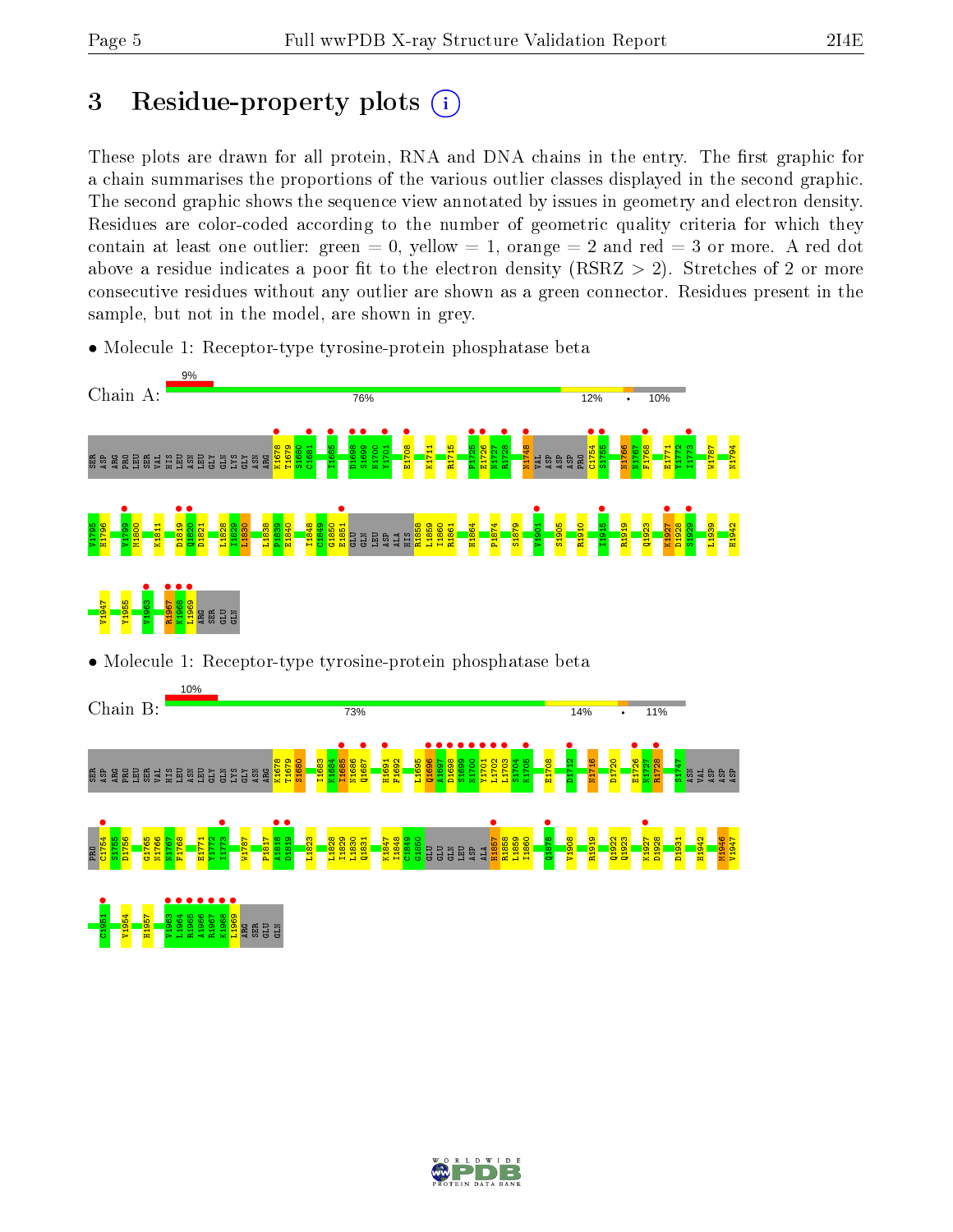# 3 Residue-property plots

These plots are drawn for all protein, RNA and DNA chains in the entry. The first graphic for a chain summarises the proportions of the various outlier classes displayed in the second graphic. The second graphic shows the sequence view annotated by issues in geometry and electron density. Residues are color-coded according to the number of geometric quality criteria for which they contain at least one outlier: green = 0, yellow = 1, orange = 2 and red = 3 or more. A red dot above a residue indicates a poor fit to the electron density (RSRZ > 2). Stretches of 2 or more consecutive residues without any outlier are shown as a green connector. Residues present in the sample, but not in the model, are shown in grey.

- Molecule 1: Receptor-type tyrosine-protein phosphatase beta

Chain A: 9% | 76% | 12% | • | 10%

SER ASP ARG PRO LEU SER VAL HIS LEU ASN LEU GLY GLN LYS GLY ASN ARG K1678 T1679 S1680 C1681 I1685 D1698 S1699 N1700 Y1701 E1708 K1711 R1715 P1725 E1726 N1727 R1728 N1748 VAL ASP ASP ASP PRO C1754 S1755 N1766 N1767 F1768 E1771 Y1772 I1773 W1787 N1794 V1795 H1796 V1799 M1800 K1811 D1819 Q1820 D1821 L1828 I1829 L1830 L1838 P1839 E1840 I1848 C1849 G1850 E1851 GLU GLN LEU ASP ALA HIS R1858 L1859 I1860 R1861 H1864 P1874 S1879 V1901 S1905 R1910 I1915 R1919 Q1923 K1927 D1928 S1929 L1939 H1942 V1947 Y1955 V1963 R1967 K1968 L1969 ARG SER GLU GLN

- Molecule 1: Receptor-type tyrosine-protein phosphatase beta

Chain B: 10% | 73% | 14% | • | 11%

SER ASP ARG PRO LEU SER VAL HIS LEU ASN LEU GLY GLN LYS GLY ASN ARG K1678 T1679 S1680 I1683 K1684 I1685 N1686 Q1687 H1691 F1692 L1695 Q1696 A1697 D1698 S1699 N1700 Y1701 L1702 L1703 S1704 K1705 E1708 D1712 N1716 D1720 E1726 N1727 R1728 S1747 ASN VAL ASP ASP ASP PRO C1754 S1755 D1756 G1765 N1766 N1767 F1768 E1771 Y1772 I1773 W1787 P1817 A1818 D1819 L1823 L1828 I1829 L1830 Q1831 K1847 I1848 C1849 G1850 GLU GLU GLN LEU ASP ALA H1857 R1858 L1859 I1860 Q1878 V1908 R1919 Q1922 Q1923 K1927 D1928 D1931 H1942 M1946 V1947 C1951 V1954 H1957 V1963 L1964 R1965 A1966 R1967 K1968 L1969 ARG SER GLU GLN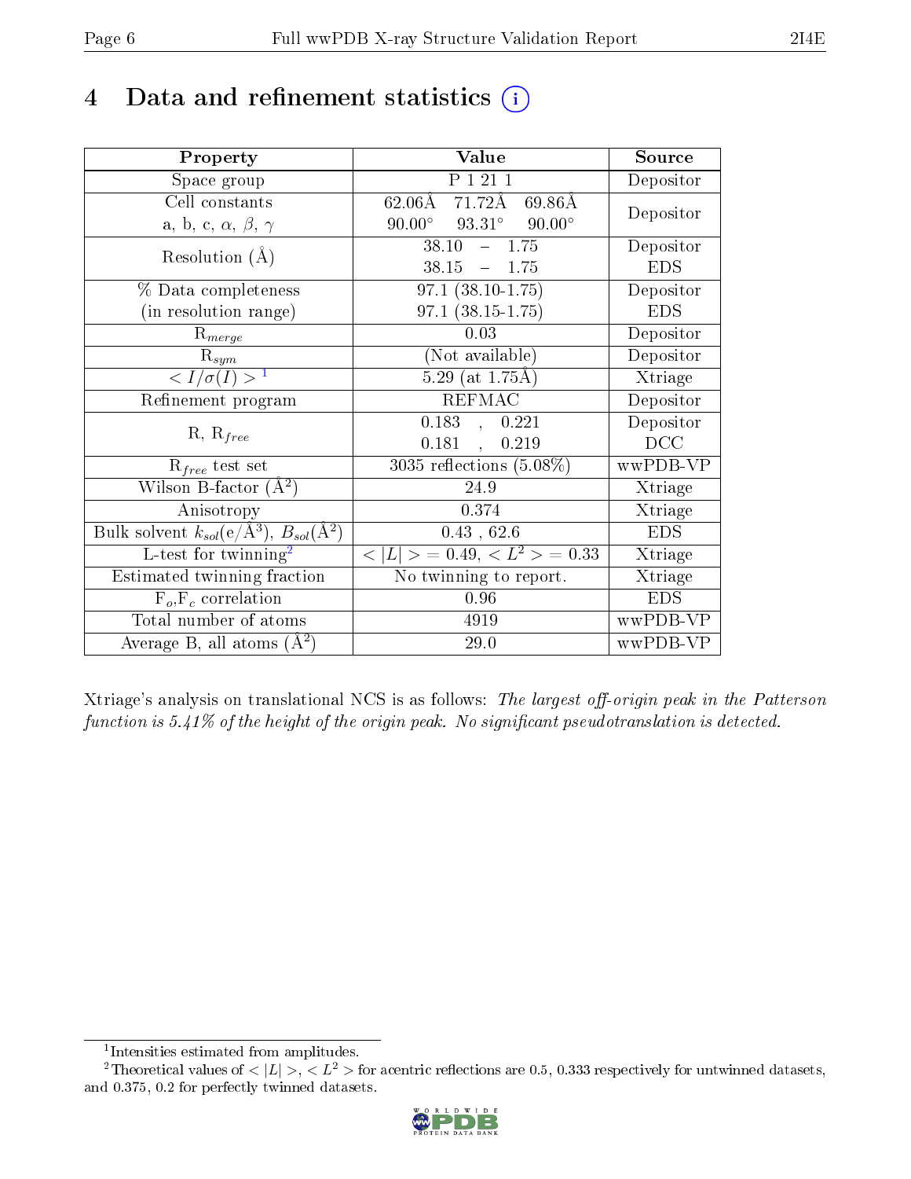# 4 Data and refinement statistics (i)

| Property | Value | Source |
|---|---|---|
| Space group | P 1 21 1 | Depositor |
| Cell constants<br>a, b, c, $\alpha$, $\beta$, $\gamma$ | 62.06Å 71.72Å 69.86Å<br>90.00° 93.31° 90.00° | Depositor |
| Resolution (Å) | 38.10 – 1.75<br>38.15 – 1.75 | Depositor<br>EDS |
| % Data completeness<br>(in resolution range) | 97.1 (38.10-1.75)<br>97.1 (38.15-1.75) | Depositor<br>EDS |
| $R_{merge}$ | 0.03 | Depositor |
| $R_{sym}$ | (Not available) | Depositor |
| $< I/\sigma(I) >$ [1] | 5.29 (at 1.75Å) | Xtriage |
| Refinement program | REFMAC | Depositor |
| R, $R_{free}$ | 0.183 , 0.221<br>0.181 , 0.219 | Depositor<br>DCC |
| $R_{free}$ test set | 3035 reflections (5.08%) | wwPDB-VP |
| Wilson B-factor (Å$^2$) | 24.9 | Xtriage |
| Anisotropy | 0.374 | Xtriage |
| Bulk solvent $k_{sol}$(e/Å$^3$), $B_{sol}$(Å$^2$) | 0.43 , 62.6 | EDS |
| L-test for twinning[2] | $< \|L\| >$ = 0.49, $< L^2 >$ = 0.33 | Xtriage |
| Estimated twinning fraction | No twinning to report. | Xtriage |
| $F_o$,$F_c$ correlation | 0.96 | EDS |
| Total number of atoms | 4919 | wwPDB-VP |
| Average B, all atoms (Å$^2$) | 29.0 | wwPDB-VP |

Xtriage's analysis on translational NCS is as follows: *The largest off-origin peak in the Patterson function is 5.41% of the height of the origin peak. No significant pseudotranslation is detected.*

[1] Intensities estimated from amplitudes.

[2] Theoretical values of $< |L| >$, $< L^2 >$ for acentric reflections are 0.5, 0.333 respectively for untwinned datasets, and 0.375, 0.2 for perfectly twinned datasets.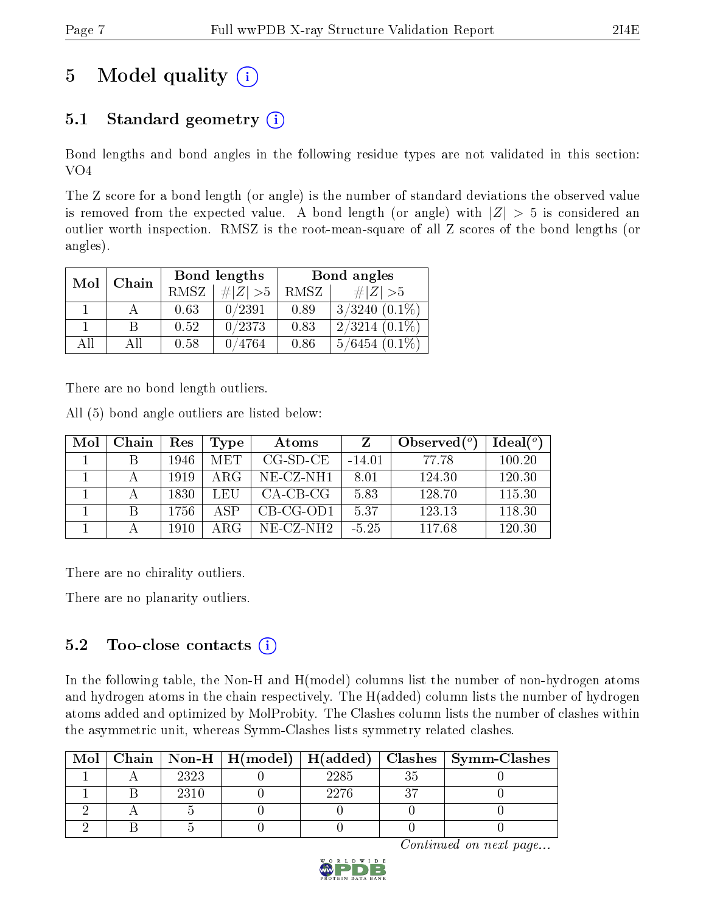# 5 Model quality

## 5.1 Standard geometry

Bond lengths and bond angles in the following residue types are not validated in this section: VO4

The Z score for a bond length (or angle) is the number of standard deviations the observed value is removed from the expected value. A bond length (or angle) with $|Z| > 5$ is considered an outlier worth inspection. RMSZ is the root-mean-square of all Z scores of the bond lengths (or angles).

| Mol | Chain | Bond lengths | | Bond angles | |
|---|---|---|---|---|---|
| | | RMSZ | #$\|Z\|$ >5 | RMSZ | #$\|Z\|$ >5 |
| 1 | A | 0.63 | 0/2391 | 0.89 | 3/3240 (0.1%) |
| 1 | B | 0.52 | 0/2373 | 0.83 | 2/3214 (0.1%) |
| All | All | 0.58 | 0/4764 | 0.86 | 5/6454 (0.1%) |

There are no bond length outliers.

All (5) bond angle outliers are listed below:

| Mol | Chain | Res | Type | Atoms | Z | Observed(°) | Ideal(°) |
|---|---|---|---|---|---|---|---|
| 1 | B | 1946 | MET | CG-SD-CE | -14.01 | 77.78 | 100.20 |
| 1 | A | 1919 | ARG | NE-CZ-NH1 | 8.01 | 124.30 | 120.30 |
| 1 | A | 1830 | LEU | CA-CB-CG | 5.83 | 128.70 | 115.30 |
| 1 | B | 1756 | ASP | CB-CG-OD1 | 5.37 | 123.13 | 118.30 |
| 1 | A | 1910 | ARG | NE-CZ-NH2 | -5.25 | 117.68 | 120.30 |

There are no chirality outliers.

There are no planarity outliers.

## 5.2 Too-close contacts

In the following table, the Non-H and H(model) columns list the number of non-hydrogen atoms and hydrogen atoms in the chain respectively. The H(added) column lists the number of hydrogen atoms added and optimized by MolProbity. The Clashes column lists the number of clashes within the asymmetric unit, whereas Symm-Clashes lists symmetry related clashes.

| Mol | Chain | Non-H | H(model) | H(added) | Clashes | Symm-Clashes |
|---|---|---|---|---|---|---|
| 1 | A | 2323 | 0 | 2285 | 35 | 0 |
| 1 | B | 2310 | 0 | 2276 | 37 | 0 |
| 2 | A | 5 | 0 | 0 | 0 | 0 |
| 2 | B | 5 | 0 | 0 | 0 | 0 |

*Continued on next page...*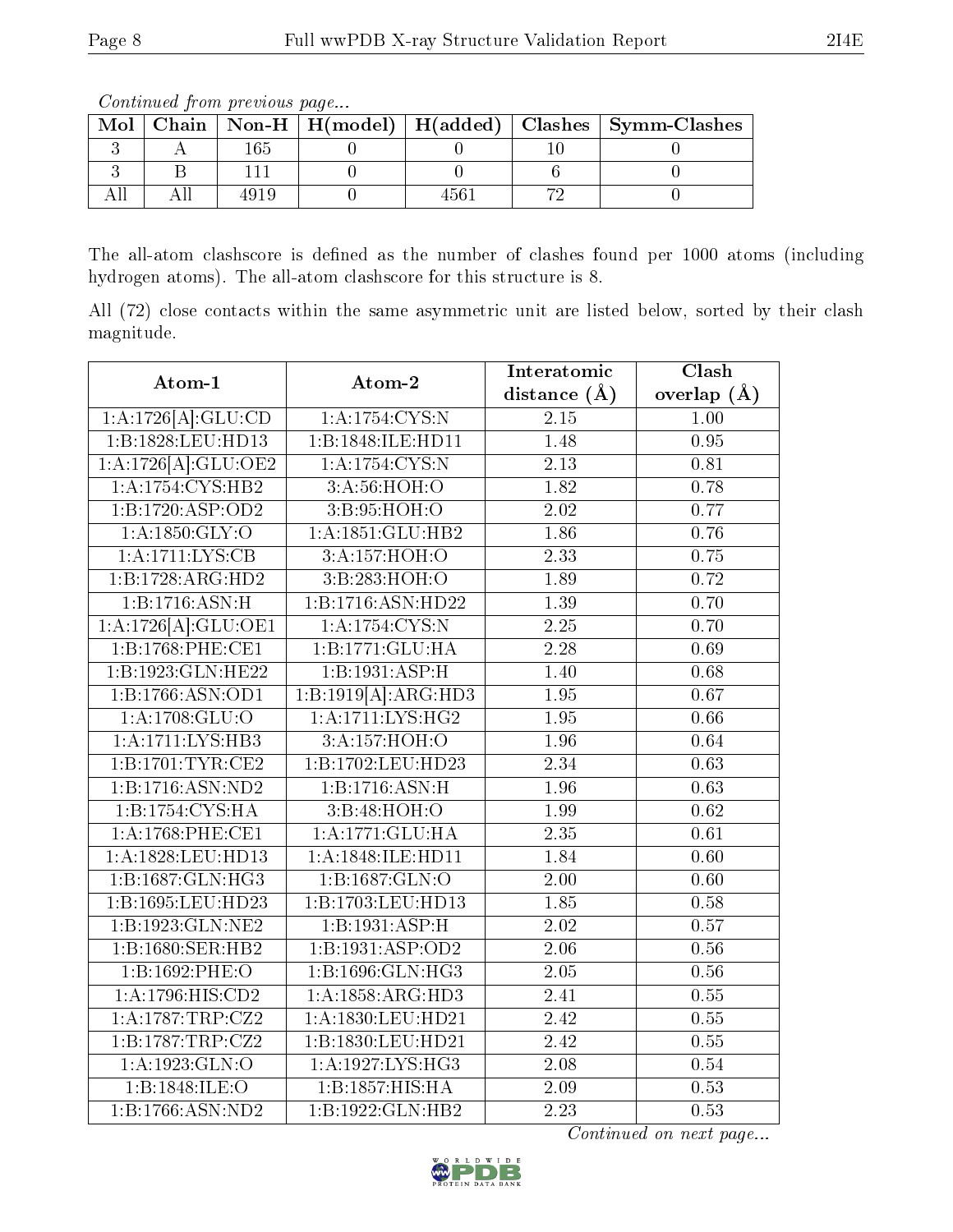*Continued from previous page...*

| Mol | Chain | Non-H | H(model) | H(added) | Clashes | Symm-Clashes |
|---|---|---|---|---|---|---|
| 3 | A | 165 | 0 | 0 | 10 | 0 |
| 3 | B | 111 | 0 | 0 | 6 | 0 |
| All | All | 4919 | 0 | 4561 | 72 | 0 |

The all-atom clashscore is defined as the number of clashes found per 1000 atoms (including hydrogen atoms). The all-atom clashscore for this structure is 8.

All (72) close contacts within the same asymmetric unit are listed below, sorted by their clash magnitude.

| Atom-1 | Atom-2 | Interatomic distance (Å) | Clash overlap (Å) |
|---|---|---|---|
| 1:A:1726[A]:GLU:CD | 1:A:1754:CYS:N | 2.15 | 1.00 |
| 1:B:1828:LEU:HD13 | 1:B:1848:ILE:HD11 | 1.48 | 0.95 |
| 1:A:1726[A]:GLU:OE2 | 1:A:1754:CYS:N | 2.13 | 0.81 |
| 1:A:1754:CYS:HB2 | 3:A:56:HOH:O | 1.82 | 0.78 |
| 1:B:1720:ASP:OD2 | 3:B:95:HOH:O | 2.02 | 0.77 |
| 1:A:1850:GLY:O | 1:A:1851:GLU:HB2 | 1.86 | 0.76 |
| 1:A:1711:LYS:CB | 3:A:157:HOH:O | 2.33 | 0.75 |
| 1:B:1728:ARG:HD2 | 3:B:283:HOH:O | 1.89 | 0.72 |
| 1:B:1716:ASN:H | 1:B:1716:ASN:HD22 | 1.39 | 0.70 |
| 1:A:1726[A]:GLU:OE1 | 1:A:1754:CYS:N | 2.25 | 0.70 |
| 1:B:1768:PHE:CE1 | 1:B:1771:GLU:HA | 2.28 | 0.69 |
| 1:B:1923:GLN:HE22 | 1:B:1931:ASP:H | 1.40 | 0.68 |
| 1:B:1766:ASN:OD1 | 1:B:1919[A]:ARG:HD3 | 1.95 | 0.67 |
| 1:A:1708:GLU:O | 1:A:1711:LYS:HG2 | 1.95 | 0.66 |
| 1:A:1711:LYS:HB3 | 3:A:157:HOH:O | 1.96 | 0.64 |
| 1:B:1701:TYR:CE2 | 1:B:1702:LEU:HD23 | 2.34 | 0.63 |
| 1:B:1716:ASN:ND2 | 1:B:1716:ASN:H | 1.96 | 0.63 |
| 1:B:1754:CYS:HA | 3:B:48:HOH:O | 1.99 | 0.62 |
| 1:A:1768:PHE:CE1 | 1:A:1771:GLU:HA | 2.35 | 0.61 |
| 1:A:1828:LEU:HD13 | 1:A:1848:ILE:HD11 | 1.84 | 0.60 |
| 1:B:1687:GLN:HG3 | 1:B:1687:GLN:O | 2.00 | 0.60 |
| 1:B:1695:LEU:HD23 | 1:B:1703:LEU:HD13 | 1.85 | 0.58 |
| 1:B:1923:GLN:NE2 | 1:B:1931:ASP:H | 2.02 | 0.57 |
| 1:B:1680:SER:HB2 | 1:B:1931:ASP:OD2 | 2.06 | 0.56 |
| 1:B:1692:PHE:O | 1:B:1696:GLN:HG3 | 2.05 | 0.56 |
| 1:A:1796:HIS:CD2 | 1:A:1858:ARG:HD3 | 2.41 | 0.55 |
| 1:A:1787:TRP:CZ2 | 1:A:1830:LEU:HD21 | 2.42 | 0.55 |
| 1:B:1787:TRP:CZ2 | 1:B:1830:LEU:HD21 | 2.42 | 0.55 |
| 1:A:1923:GLN:O | 1:A:1927:LYS:HG3 | 2.08 | 0.54 |
| 1:B:1848:ILE:O | 1:B:1857:HIS:HA | 2.09 | 0.53 |
| 1:B:1766:ASN:ND2 | 1:B:1922:GLN:HB2 | 2.23 | 0.53 |

*Continued on next page...*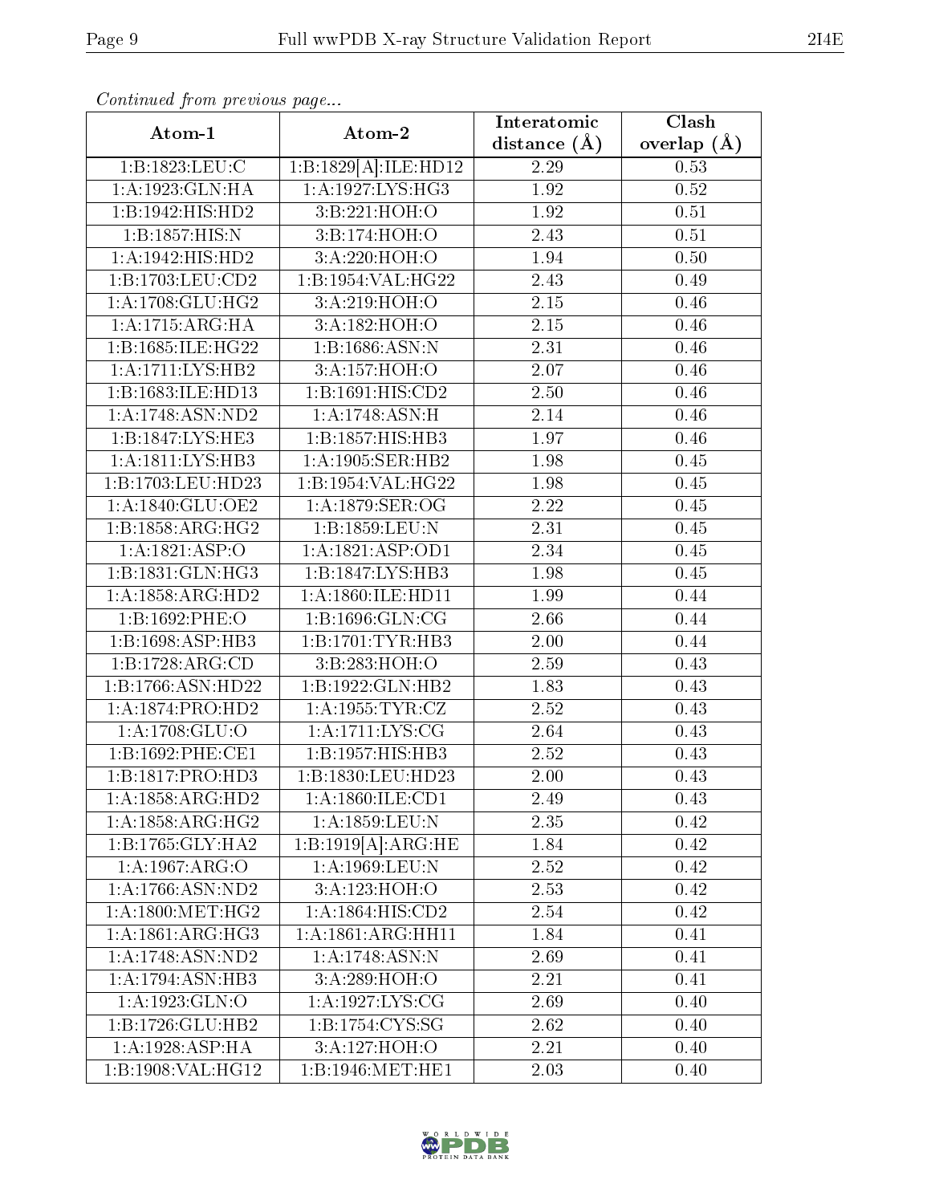*Continued from previous page...*

| Atom-1 | Atom-2 | Interatomic distance (Å) | Clash overlap (Å) |
|---|---|---|---|
| 1:B:1823:LEU:C | 1:B:1829[A]:ILE:HD12 | 2.29 | 0.53 |
| 1:A:1923:GLN:HA | 1:A:1927:LYS:HG3 | 1.92 | 0.52 |
| 1:B:1942:HIS:HD2 | 3:B:221:HOH:O | 1.92 | 0.51 |
| 1:B:1857:HIS:N | 3:B:174:HOH:O | 2.43 | 0.51 |
| 1:A:1942:HIS:HD2 | 3:A:220:HOH:O | 1.94 | 0.50 |
| 1:B:1703:LEU:CD2 | 1:B:1954:VAL:HG22 | 2.43 | 0.49 |
| 1:A:1708:GLU:HG2 | 3:A:219:HOH:O | 2.15 | 0.46 |
| 1:A:1715:ARG:HA | 3:A:182:HOH:O | 2.15 | 0.46 |
| 1:B:1685:ILE:HG22 | 1:B:1686:ASN:N | 2.31 | 0.46 |
| 1:A:1711:LYS:HB2 | 3:A:157:HOH:O | 2.07 | 0.46 |
| 1:B:1683:ILE:HD13 | 1:B:1691:HIS:CD2 | 2.50 | 0.46 |
| 1:A:1748:ASN:ND2 | 1:A:1748:ASN:H | 2.14 | 0.46 |
| 1:B:1847:LYS:HE3 | 1:B:1857:HIS:HB3 | 1.97 | 0.46 |
| 1:A:1811:LYS:HB3 | 1:A:1905:SER:HB2 | 1.98 | 0.45 |
| 1:B:1703:LEU:HD23 | 1:B:1954:VAL:HG22 | 1.98 | 0.45 |
| 1:A:1840:GLU:OE2 | 1:A:1879:SER:OG | 2.22 | 0.45 |
| 1:B:1858:ARG:HG2 | 1:B:1859:LEU:N | 2.31 | 0.45 |
| 1:A:1821:ASP:O | 1:A:1821:ASP:OD1 | 2.34 | 0.45 |
| 1:B:1831:GLN:HG3 | 1:B:1847:LYS:HB3 | 1.98 | 0.45 |
| 1:A:1858:ARG:HD2 | 1:A:1860:ILE:HD11 | 1.99 | 0.44 |
| 1:B:1692:PHE:O | 1:B:1696:GLN:CG | 2.66 | 0.44 |
| 1:B:1698:ASP:HB3 | 1:B:1701:TYR:HB3 | 2.00 | 0.44 |
| 1:B:1728:ARG:CD | 3:B:283:HOH:O | 2.59 | 0.43 |
| 1:B:1766:ASN:HD22 | 1:B:1922:GLN:HB2 | 1.83 | 0.43 |
| 1:A:1874:PRO:HD2 | 1:A:1955:TYR:CZ | 2.52 | 0.43 |
| 1:A:1708:GLU:O | 1:A:1711:LYS:CG | 2.64 | 0.43 |
| 1:B:1692:PHE:CE1 | 1:B:1957:HIS:HB3 | 2.52 | 0.43 |
| 1:B:1817:PRO:HD3 | 1:B:1830:LEU:HD23 | 2.00 | 0.43 |
| 1:A:1858:ARG:HD2 | 1:A:1860:ILE:CD1 | 2.49 | 0.43 |
| 1:A:1858:ARG:HG2 | 1:A:1859:LEU:N | 2.35 | 0.42 |
| 1:B:1765:GLY:HA2 | 1:B:1919[A]:ARG:HE | 1.84 | 0.42 |
| 1:A:1967:ARG:O | 1:A:1969:LEU:N | 2.52 | 0.42 |
| 1:A:1766:ASN:ND2 | 3:A:123:HOH:O | 2.53 | 0.42 |
| 1:A:1800:MET:HG2 | 1:A:1864:HIS:CD2 | 2.54 | 0.42 |
| 1:A:1861:ARG:HG3 | 1:A:1861:ARG:HH11 | 1.84 | 0.41 |
| 1:A:1748:ASN:ND2 | 1:A:1748:ASN:N | 2.69 | 0.41 |
| 1:A:1794:ASN:HB3 | 3:A:289:HOH:O | 2.21 | 0.41 |
| 1:A:1923:GLN:O | 1:A:1927:LYS:CG | 2.69 | 0.40 |
| 1:B:1726:GLU:HB2 | 1:B:1754:CYS:SG | 2.62 | 0.40 |
| 1:A:1928:ASP:HA | 3:A:127:HOH:O | 2.21 | 0.40 |
| 1:B:1908:VAL:HG12 | 1:B:1946:MET:HE1 | 2.03 | 0.40 |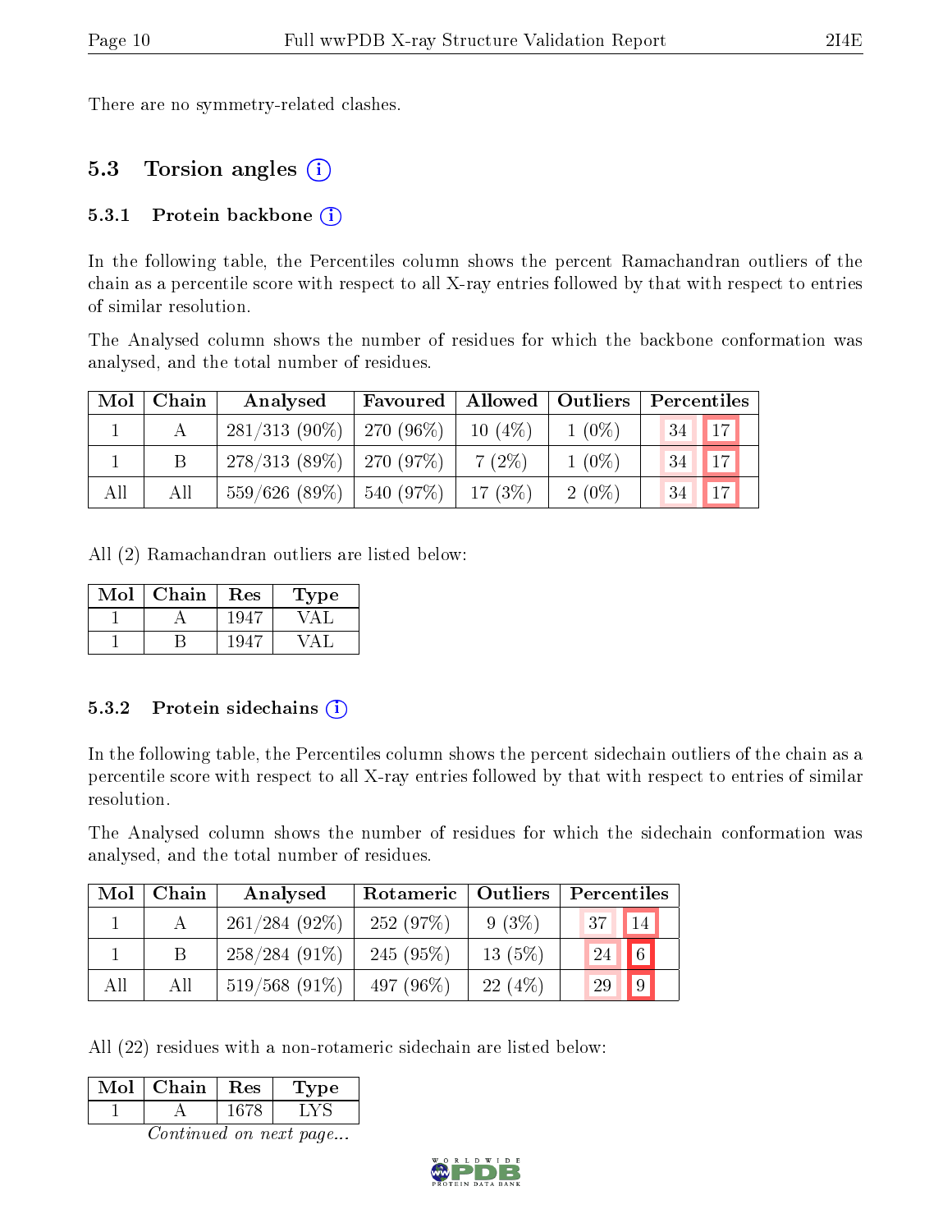There are no symmetry-related clashes.

## 5.3 Torsion angles

### 5.3.1 Protein backbone

In the following table, the Percentiles column shows the percent Ramachandran outliers of the chain as a percentile score with respect to all X-ray entries followed by that with respect to entries of similar resolution.

The Analysed column shows the number of residues for which the backbone conformation was analysed, and the total number of residues.

| Mol | Chain | Analysed | Favoured | Allowed | Outliers | Percentiles | |
|---|---|---|---|---|---|---|---|
| 1 | A | 281/313 (90%) | 270 (96%) | 10 (4%) | 1 (0%) | 34 | 17 |
| 1 | B | 278/313 (89%) | 270 (97%) | 7 (2%) | 1 (0%) | 34 | 17 |
| All | All | 559/626 (89%) | 540 (97%) | 17 (3%) | 2 (0%) | 34 | 17 |

All (2) Ramachandran outliers are listed below:

| Mol | Chain | Res | Type |
|---|---|---|---|
| 1 | A | 1947 | VAL |
| 1 | B | 1947 | VAL |

### 5.3.2 Protein sidechains

In the following table, the Percentiles column shows the percent sidechain outliers of the chain as a percentile score with respect to all X-ray entries followed by that with respect to entries of similar resolution.

The Analysed column shows the number of residues for which the sidechain conformation was analysed, and the total number of residues.

| Mol | Chain | Analysed | Rotameric | Outliers | Percentiles | |
|---|---|---|---|---|---|---|
| 1 | A | 261/284 (92%) | 252 (97%) | 9 (3%) | 37 | 14 |
| 1 | B | 258/284 (91%) | 245 (95%) | 13 (5%) | 24 | 6 |
| All | All | 519/568 (91%) | 497 (96%) | 22 (4%) | 29 | 9 |

All (22) residues with a non-rotameric sidechain are listed below:

| Mol | Chain | Res | Type |
|---|---|---|---|
| 1 | A | 1678 | LYS |

*Continued on next page...*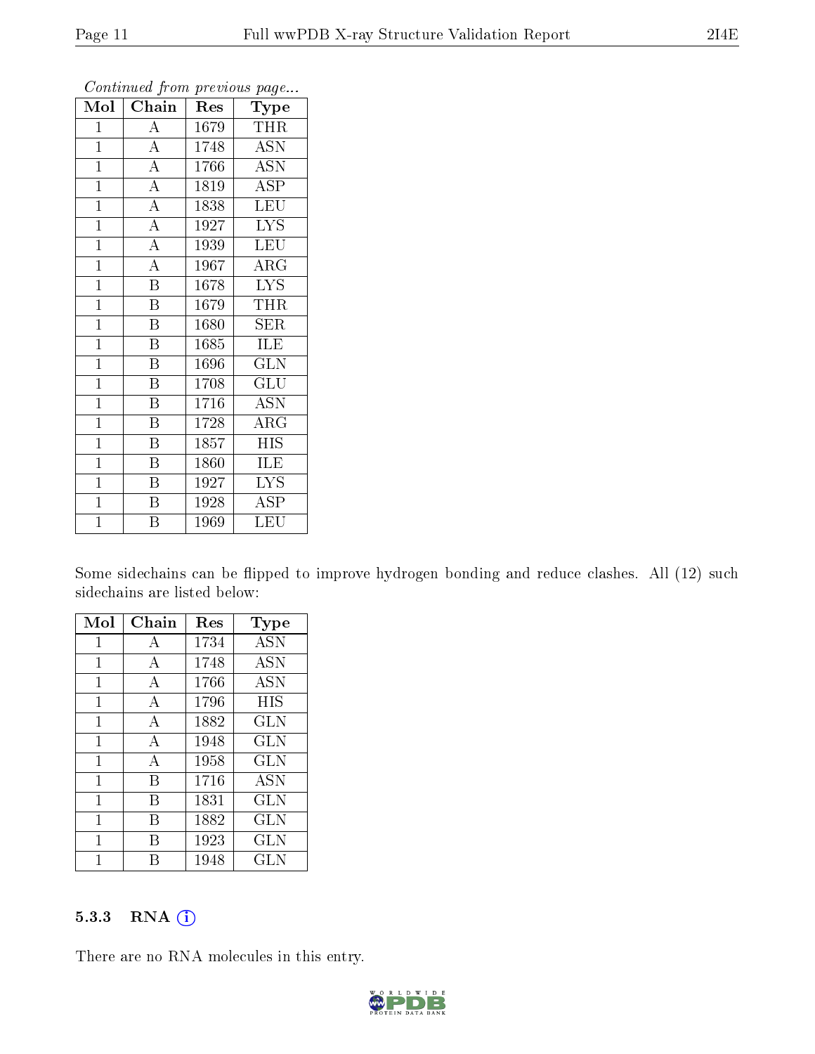*Continued from previous page...*

| Mol | Chain | Res | Type |
|---|---|---|---|
| 1 | A | 1679 | THR |
| 1 | A | 1748 | ASN |
| 1 | A | 1766 | ASN |
| 1 | A | 1819 | ASP |
| 1 | A | 1838 | LEU |
| 1 | A | 1927 | LYS |
| 1 | A | 1939 | LEU |
| 1 | A | 1967 | ARG |
| 1 | B | 1678 | LYS |
| 1 | B | 1679 | THR |
| 1 | B | 1680 | SER |
| 1 | B | 1685 | ILE |
| 1 | B | 1696 | GLN |
| 1 | B | 1708 | GLU |
| 1 | B | 1716 | ASN |
| 1 | B | 1728 | ARG |
| 1 | B | 1857 | HIS |
| 1 | B | 1860 | ILE |
| 1 | B | 1927 | LYS |
| 1 | B | 1928 | ASP |
| 1 | B | 1969 | LEU |

Some sidechains can be flipped to improve hydrogen bonding and reduce clashes. All (12) such sidechains are listed below:

| Mol | Chain | Res | Type |
|---|---|---|---|
| 1 | A | 1734 | ASN |
| 1 | A | 1748 | ASN |
| 1 | A | 1766 | ASN |
| 1 | A | 1796 | HIS |
| 1 | A | 1882 | GLN |
| 1 | A | 1948 | GLN |
| 1 | A | 1958 | GLN |
| 1 | B | 1716 | ASN |
| 1 | B | 1831 | GLN |
| 1 | B | 1882 | GLN |
| 1 | B | 1923 | GLN |
| 1 | B | 1948 | GLN |

### 5.3.3 RNA

There are no RNA molecules in this entry.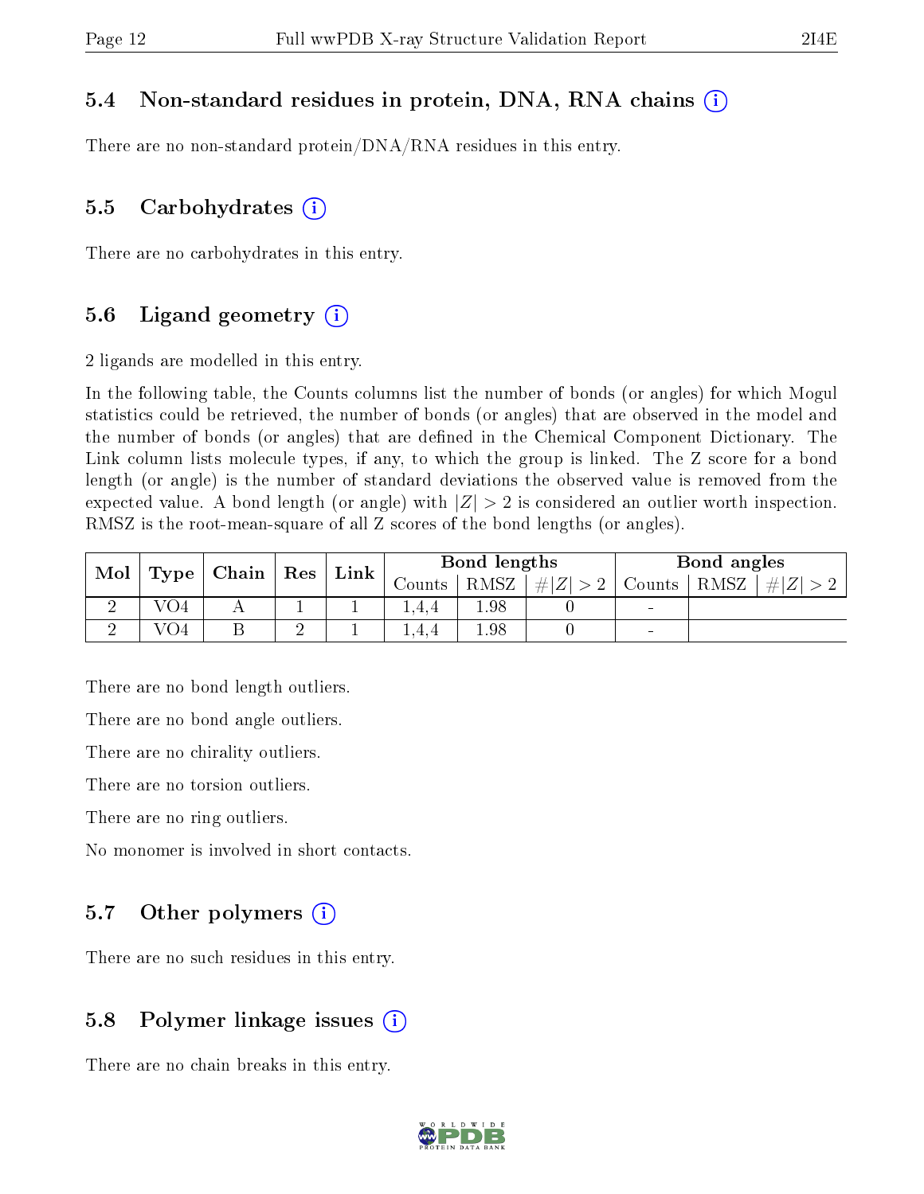### 5.4 Non-standard residues in protein, DNA, RNA chains

There are no non-standard protein/DNA/RNA residues in this entry.

### 5.5 Carbohydrates

There are no carbohydrates in this entry.

### 5.6 Ligand geometry

2 ligands are modelled in this entry.

In the following table, the Counts columns list the number of bonds (or angles) for which Mogul statistics could be retrieved, the number of bonds (or angles) that are observed in the model and the number of bonds (or angles) that are defined in the Chemical Component Dictionary. The Link column lists molecule types, if any, to which the group is linked. The Z score for a bond length (or angle) is the number of standard deviations the observed value is removed from the expected value. A bond length (or angle) with $|Z| > 2$ is considered an outlier worth inspection. RMSZ is the root-mean-square of all Z scores of the bond lengths (or angles).

| Mol | Type | Chain | Res | Link | Bond lengths | | | Bond angles | | |
|---|---|---|---|---|---|---|---|---|---|---|
| | | | | | Counts | RMSZ | $\#\|Z\| > 2$ | Counts | RMSZ | $\#\|Z\| > 2$ |
| 2 | VO4 | A | 1 | 1 | 1,4,4 | 1.98 | 0 | - | | |
| 2 | VO4 | B | 2 | 1 | 1,4,4 | 1.98 | 0 | - | | |

There are no bond length outliers.

There are no bond angle outliers.

There are no chirality outliers.

There are no torsion outliers.

There are no ring outliers.

No monomer is involved in short contacts.

### 5.7 Other polymers

There are no such residues in this entry.

### 5.8 Polymer linkage issues

There are no chain breaks in this entry.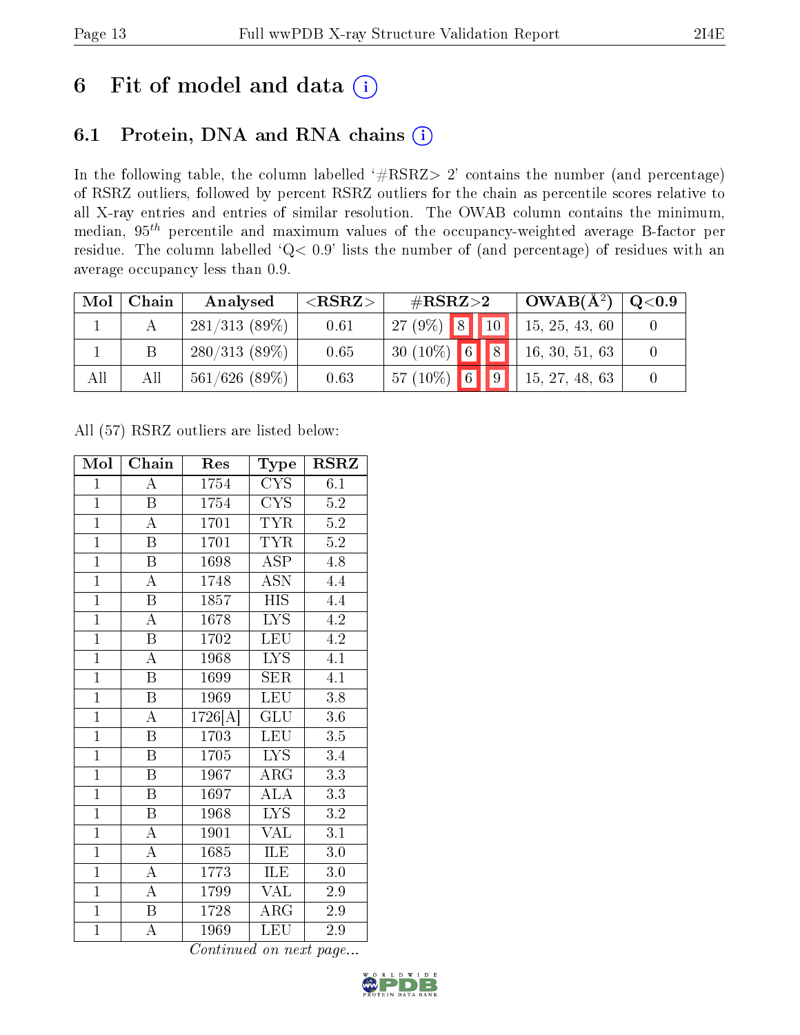# 6 Fit of model and data (i)

## 6.1 Protein, DNA and RNA chains (i)

In the following table, the column labelled '#RSRZ> 2' contains the number (and percentage) of RSRZ outliers, followed by percent RSRZ outliers for the chain as percentile scores relative to all X-ray entries and entries of similar resolution. The OWAB column contains the minimum, median, $95^{th}$ percentile and maximum values of the occupancy-weighted average B-factor per residue. The column labelled 'Q< 0.9' lists the number of (and percentage) of residues with an average occupancy less than 0.9.

| Mol | Chain | Analysed | <RSRZ> | #RSRZ>2 | | | OWAB(Å$^2$) | Q<0.9 |
|---|---|---|---|---|---|---|---|---|
| 1 | A | 281/313 (89%) | 0.61 | 27 (9%) | 8 | 10 | 15, 25, 43, 60 | 0 |
| 1 | B | 280/313 (89%) | 0.65 | 30 (10%) | 6 | 8 | 16, 30, 51, 63 | 0 |
| All | All | 561/626 (89%) | 0.63 | 57 (10%) | 6 | 9 | 15, 27, 48, 63 | 0 |

All (57) RSRZ outliers are listed below:

| Mol | Chain | Res | Type | RSRZ |
|---|---|---|---|---|
| 1 | A | 1754 | CYS | 6.1 |
| 1 | B | 1754 | CYS | 5.2 |
| 1 | A | 1701 | TYR | 5.2 |
| 1 | B | 1701 | TYR | 5.2 |
| 1 | B | 1698 | ASP | 4.8 |
| 1 | A | 1748 | ASN | 4.4 |
| 1 | B | 1857 | HIS | 4.4 |
| 1 | A | 1678 | LYS | 4.2 |
| 1 | B | 1702 | LEU | 4.2 |
| 1 | A | 1968 | LYS | 4.1 |
| 1 | B | 1699 | SER | 4.1 |
| 1 | B | 1969 | LEU | 3.8 |
| 1 | A | 1726[A] | GLU | 3.6 |
| 1 | B | 1703 | LEU | 3.5 |
| 1 | B | 1705 | LYS | 3.4 |
| 1 | B | 1967 | ARG | 3.3 |
| 1 | B | 1697 | ALA | 3.3 |
| 1 | B | 1968 | LYS | 3.2 |
| 1 | A | 1901 | VAL | 3.1 |
| 1 | A | 1685 | ILE | 3.0 |
| 1 | A | 1773 | ILE | 3.0 |
| 1 | A | 1799 | VAL | 2.9 |
| 1 | B | 1728 | ARG | 2.9 |
| 1 | A | 1969 | LEU | 2.9 |

*Continued on next page...*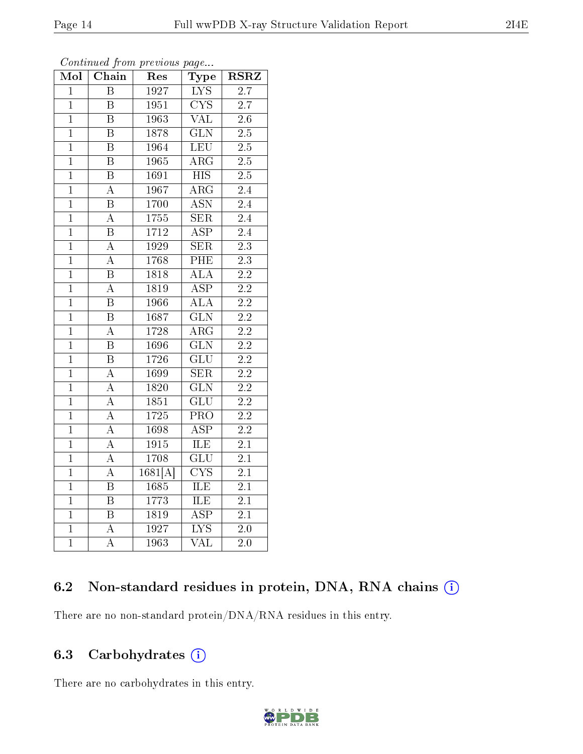*Continued from previous page...*

| Mol | Chain | Res | Type | RSRZ |
|---|---|---|---|---|
| 1 | B | 1927 | LYS | 2.7 |
| 1 | B | 1951 | CYS | 2.7 |
| 1 | B | 1963 | VAL | 2.6 |
| 1 | B | 1878 | GLN | 2.5 |
| 1 | B | 1964 | LEU | 2.5 |
| 1 | B | 1965 | ARG | 2.5 |
| 1 | B | 1691 | HIS | 2.5 |
| 1 | A | 1967 | ARG | 2.4 |
| 1 | B | 1700 | ASN | 2.4 |
| 1 | A | 1755 | SER | 2.4 |
| 1 | B | 1712 | ASP | 2.4 |
| 1 | A | 1929 | SER | 2.3 |
| 1 | A | 1768 | PHE | 2.3 |
| 1 | B | 1818 | ALA | 2.2 |
| 1 | A | 1819 | ASP | 2.2 |
| 1 | B | 1966 | ALA | 2.2 |
| 1 | B | 1687 | GLN | 2.2 |
| 1 | A | 1728 | ARG | 2.2 |
| 1 | B | 1696 | GLN | 2.2 |
| 1 | B | 1726 | GLU | 2.2 |
| 1 | A | 1699 | SER | 2.2 |
| 1 | A | 1820 | GLN | 2.2 |
| 1 | A | 1851 | GLU | 2.2 |
| 1 | A | 1725 | PRO | 2.2 |
| 1 | A | 1698 | ASP | 2.2 |
| 1 | A | 1915 | ILE | 2.1 |
| 1 | A | 1708 | GLU | 2.1 |
| 1 | A | 1681[A] | CYS | 2.1 |
| 1 | B | 1685 | ILE | 2.1 |
| 1 | B | 1773 | ILE | 2.1 |
| 1 | B | 1819 | ASP | 2.1 |
| 1 | A | 1927 | LYS | 2.0 |
| 1 | A | 1963 | VAL | 2.0 |

## 6.2 Non-standard residues in protein, DNA, RNA chains

There are no non-standard protein/DNA/RNA residues in this entry.

## 6.3 Carbohydrates

There are no carbohydrates in this entry.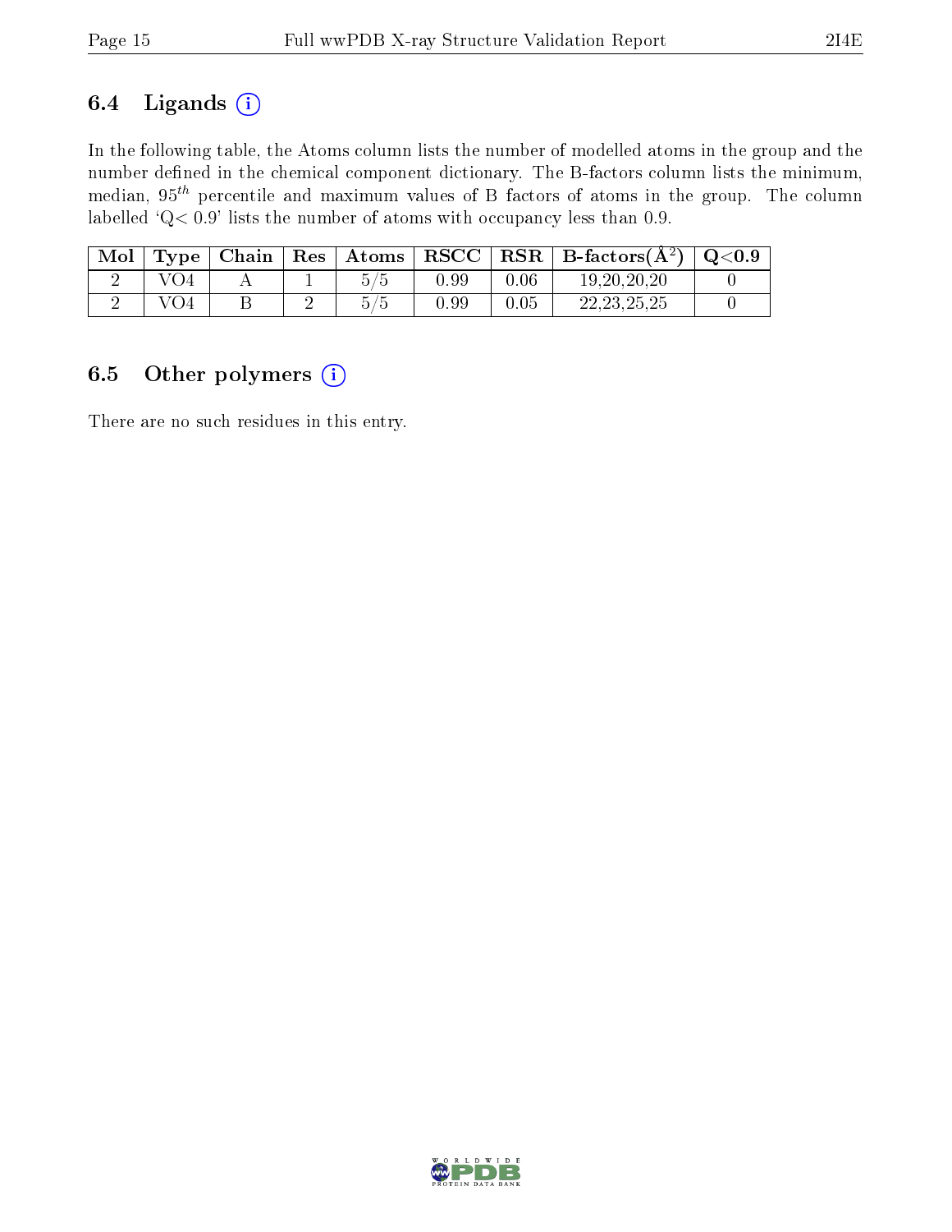### 6.4 Ligands

In the following table, the Atoms column lists the number of modelled atoms in the group and the number defined in the chemical component dictionary. The B-factors column lists the minimum, median, $95^{th}$ percentile and maximum values of B factors of atoms in the group. The column labelled 'Q< 0.9' lists the number of atoms with occupancy less than 0.9.

| Mol | Type | Chain | Res | Atoms | RSCC | RSR | B-factors($Å^2$) | Q<0.9 |
|---|---|---|---|---|---|---|---|---|
| 2 | VO4 | A | 1 | 5/5 | 0.99 | 0.06 | 19,20,20,20 | 0 |
| 2 | VO4 | B | 2 | 5/5 | 0.99 | 0.05 | 22,23,25,25 | 0 |

### 6.5 Other polymers

There are no such residues in this entry.